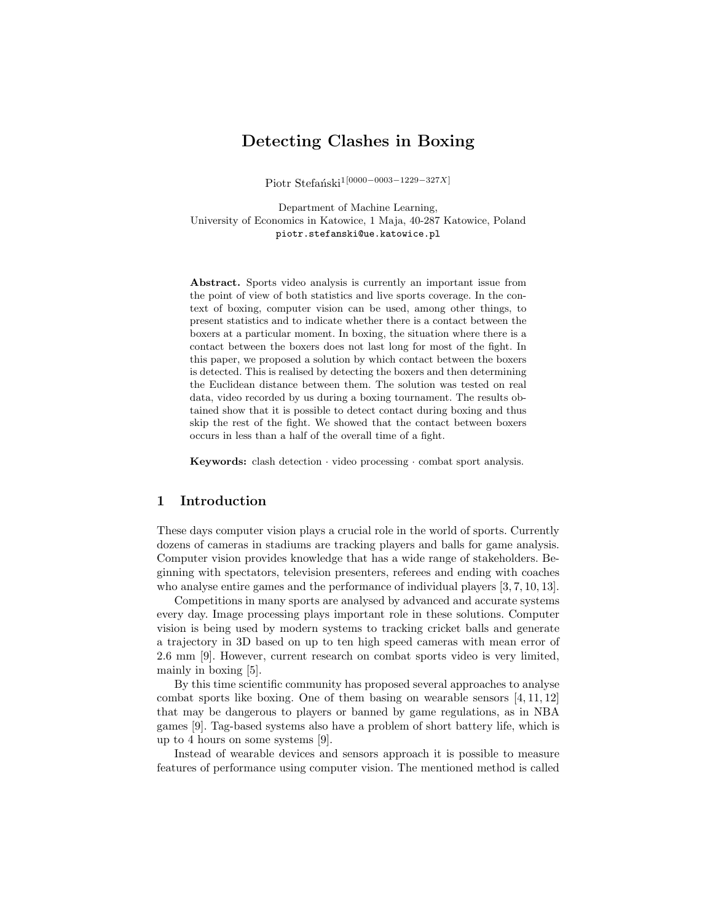# Detecting Clashes in Boxing

Piotr Stefański[1[0000−0003−1229−327X]]

Department of Machine Learning,
University of Economics in Katowice, 1 Maja, 40-287 Katowice, Poland
piotr.stefanski@ue.katowice.pl

**Abstract.** Sports video analysis is currently an important issue from the point of view of both statistics and live sports coverage. In the context of boxing, computer vision can be used, among other things, to present statistics and to indicate whether there is a contact between the boxers at a particular moment. In boxing, the situation where there is a contact between the boxers does not last long for most of the fight. In this paper, we proposed a solution by which contact between the boxers is detected. This is realised by detecting the boxers and then determining the Euclidean distance between them. The solution was tested on real data, video recorded by us during a boxing tournament. The results obtained show that it is possible to detect contact during boxing and thus skip the rest of the fight. We showed that the contact between boxers occurs in less than a half of the overall time of a fight.

**Keywords:** clash detection · video processing · combat sport analysis.

## 1 Introduction

These days computer vision plays a crucial role in the world of sports. Currently dozens of cameras in stadiums are tracking players and balls for game analysis. Computer vision provides knowledge that has a wide range of stakeholders. Beginning with spectators, television presenters, referees and ending with coaches who analyse entire games and the performance of individual players [3, 7, 10, 13].

Competitions in many sports are analysed by advanced and accurate systems every day. Image processing plays important role in these solutions. Computer vision is being used by modern systems to tracking cricket balls and generate a trajectory in 3D based on up to ten high speed cameras with mean error of 2.6 mm [9]. However, current research on combat sports video is very limited, mainly in boxing [5].

By this time scientific community has proposed several approaches to analyse combat sports like boxing. One of them basing on wearable sensors [4, 11, 12] that may be dangerous to players or banned by game regulations, as in NBA games [9]. Tag-based systems also have a problem of short battery life, which is up to 4 hours on some systems [9].

Instead of wearable devices and sensors approach it is possible to measure features of performance using computer vision. The mentioned method is called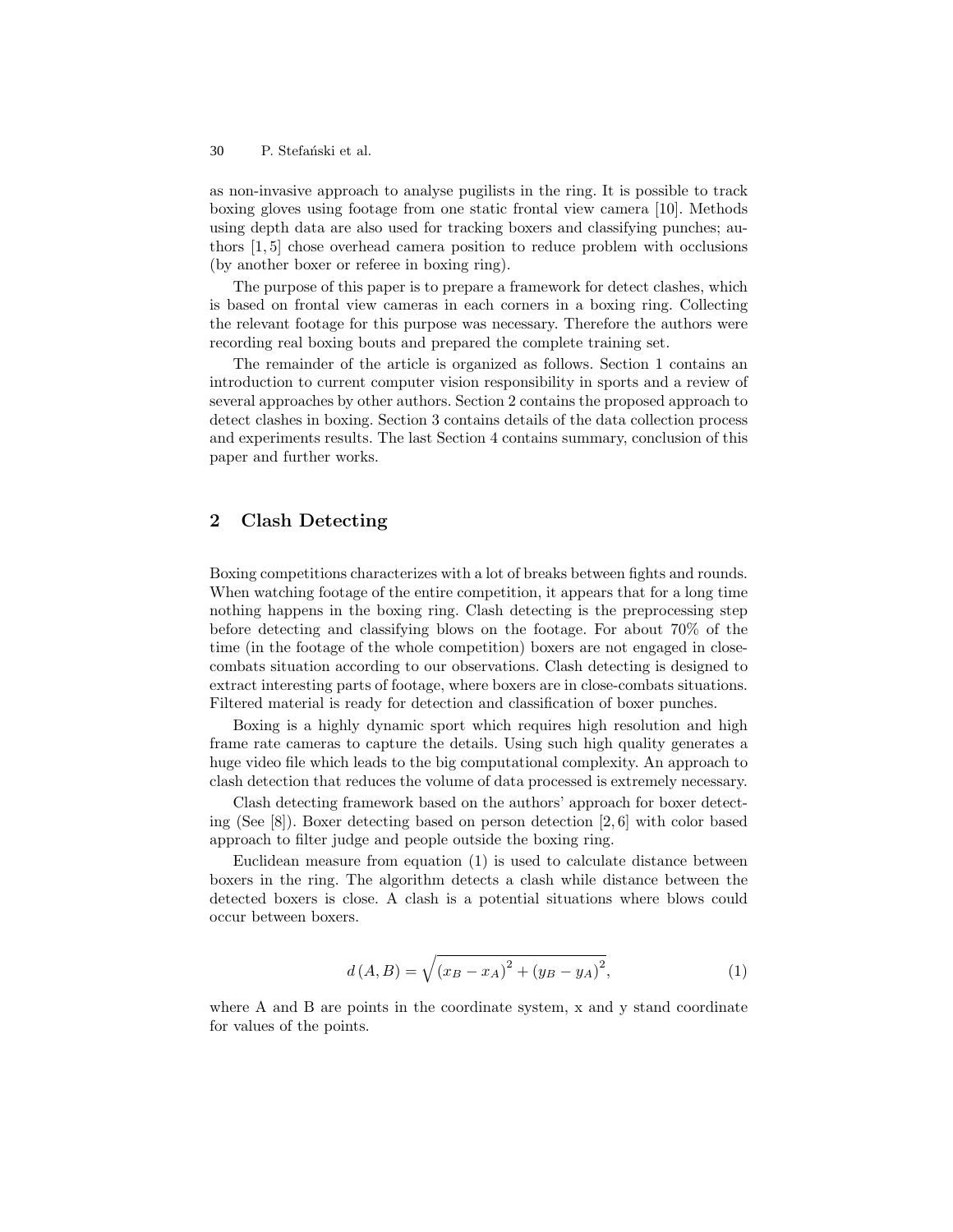as non-invasive approach to analyse pugilists in the ring. It is possible to track boxing gloves using footage from one static frontal view camera [10]. Methods using depth data are also used for tracking boxers and classifying punches; authors [1, 5] chose overhead camera position to reduce problem with occlusions (by another boxer or referee in boxing ring).

The purpose of this paper is to prepare a framework for detect clashes, which is based on frontal view cameras in each corners in a boxing ring. Collecting the relevant footage for this purpose was necessary. Therefore the authors were recording real boxing bouts and prepared the complete training set.

The remainder of the article is organized as follows. Section 1 contains an introduction to current computer vision responsibility in sports and a review of several approaches by other authors. Section 2 contains the proposed approach to detect clashes in boxing. Section 3 contains details of the data collection process and experiments results. The last Section 4 contains summary, conclusion of this paper and further works.

## 2 Clash Detecting

Boxing competitions characterizes with a lot of breaks between fights and rounds. When watching footage of the entire competition, it appears that for a long time nothing happens in the boxing ring. Clash detecting is the preprocessing step before detecting and classifying blows on the footage. For about 70% of the time (in the footage of the whole competition) boxers are not engaged in close-combats situation according to our observations. Clash detecting is designed to extract interesting parts of footage, where boxers are in close-combats situations. Filtered material is ready for detection and classification of boxer punches.

Boxing is a highly dynamic sport which requires high resolution and high frame rate cameras to capture the details. Using such high quality generates a huge video file which leads to the big computational complexity. An approach to clash detection that reduces the volume of data processed is extremely necessary.

Clash detecting framework based on the authors' approach for boxer detecting (See [8]). Boxer detecting based on person detection [2, 6] with color based approach to filter judge and people outside the boxing ring.

Euclidean measure from equation (1) is used to calculate distance between boxers in the ring. The algorithm detects a clash while distance between the detected boxers is close. A clash is a potential situations where blows could occur between boxers.

$$d(A, B) = \sqrt{(x_B - x_A)^2 + (y_B - y_A)^2}, \tag{1}$$

where A and B are points in the coordinate system, x and y stand coordinate for values of the points.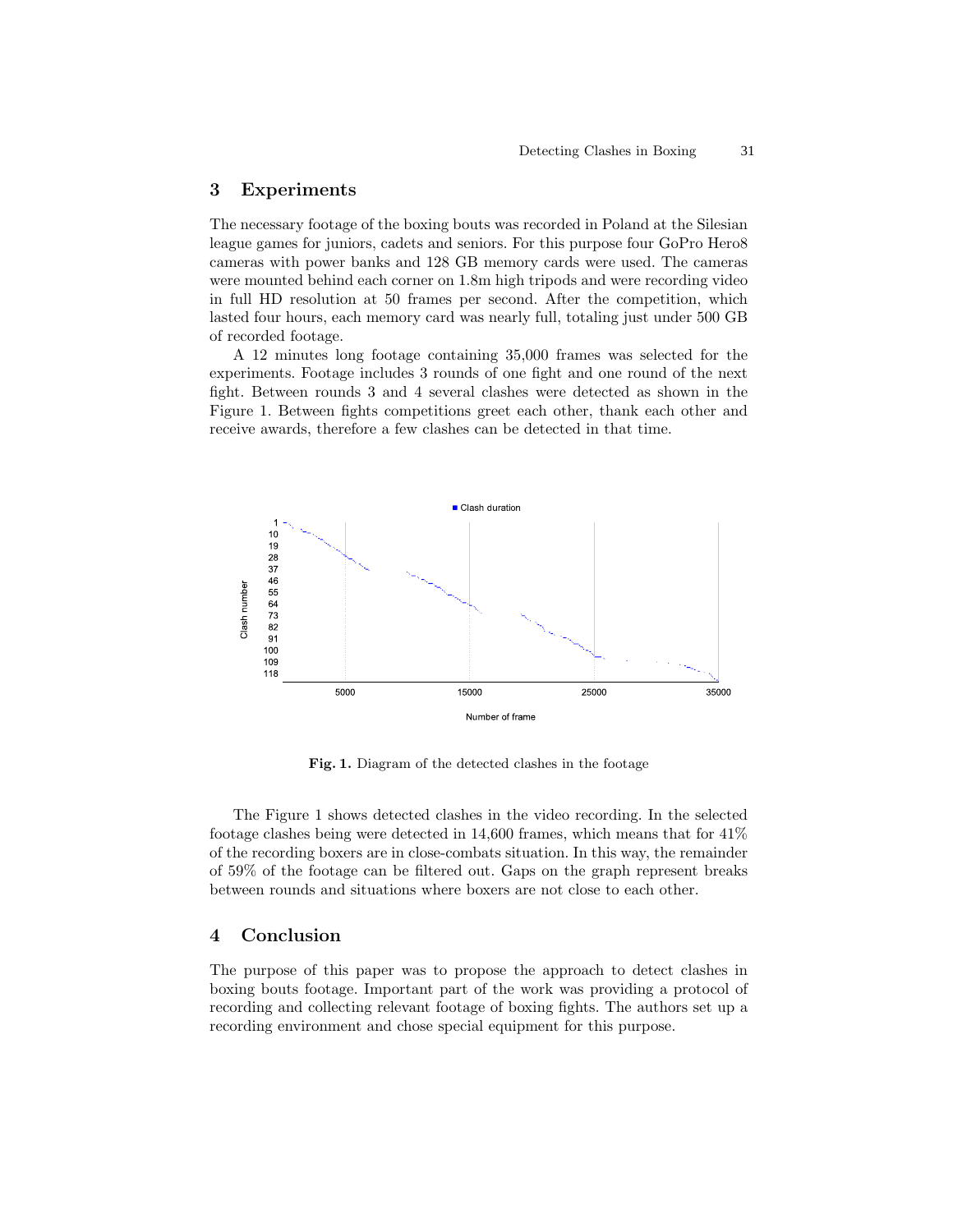## 3 Experiments

The necessary footage of the boxing bouts was recorded in Poland at the Silesian league games for juniors, cadets and seniors. For this purpose four GoPro Hero8 cameras with power banks and 128 GB memory cards were used. The cameras were mounted behind each corner on 1.8m high tripods and were recording video in full HD resolution at 50 frames per second. After the competition, which lasted four hours, each memory card was nearly full, totaling just under 500 GB of recorded footage.

A 12 minutes long footage containing 35,000 frames was selected for the experiments. Footage includes 3 rounds of one fight and one round of the next fight. Between rounds 3 and 4 several clashes were detected as shown in the Figure 1. Between fights competitions greet each other, thank each other and receive awards, therefore a few clashes can be detected in that time.

**Fig. 1.** Diagram of the detected clashes in the footage

The Figure 1 shows detected clashes in the video recording. In the selected footage clashes being were detected in 14,600 frames, which means that for 41% of the recording boxers are in close-combats situation. In this way, the remainder of 59% of the footage can be filtered out. Gaps on the graph represent breaks between rounds and situations where boxers are not close to each other.

## 4 Conclusion

The purpose of this paper was to propose the approach to detect clashes in boxing bouts footage. Important part of the work was providing a protocol of recording and collecting relevant footage of boxing fights. The authors set up a recording environment and chose special equipment for this purpose.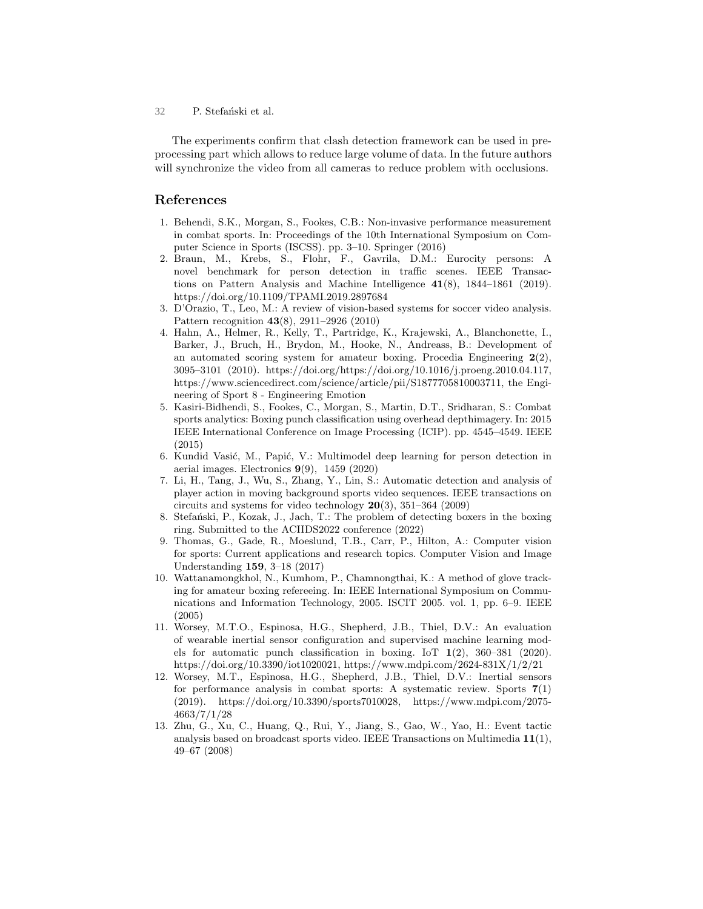The experiments confirm that clash detection framework can be used in preprocessing part which allows to reduce large volume of data. In the future authors will synchronize the video from all cameras to reduce problem with occlusions.

## References

1. Behendi, S.K., Morgan, S., Fookes, C.B.: Non-invasive performance measurement in combat sports. In: Proceedings of the 10th International Symposium on Computer Science in Sports (ISCSS). pp. 3–10. Springer (2016)
2. Braun, M., Krebs, S., Flohr, F., Gavrila, D.M.: Eurocity persons: A novel benchmark for person detection in traffic scenes. IEEE Transactions on Pattern Analysis and Machine Intelligence **41**(8), 1844–1861 (2019). https://doi.org/10.1109/TPAMI.2019.2897684
3. D'Orazio, T., Leo, M.: A review of vision-based systems for soccer video analysis. Pattern recognition **43**(8), 2911–2926 (2010)
4. Hahn, A., Helmer, R., Kelly, T., Partridge, K., Krajewski, A., Blanchonette, I., Barker, J., Bruch, H., Brydon, M., Hooke, N., Andreass, B.: Development of an automated scoring system for amateur boxing. Procedia Engineering **2**(2), 3095–3101 (2010). https://doi.org/https://doi.org/10.1016/j.proeng.2010.04.117, https://www.sciencedirect.com/science/article/pii/S1877705810003711, the Engineering of Sport 8 - Engineering Emotion
5. Kasiri-Bidhendi, S., Fookes, C., Morgan, S., Martin, D.T., Sridharan, S.: Combat sports analytics: Boxing punch classification using overhead depthimagery. In: 2015 IEEE International Conference on Image Processing (ICIP). pp. 4545–4549. IEEE (2015)
6. Kundid Vasić, M., Papić, V.: Multimodel deep learning for person detection in aerial images. Electronics **9**(9), 1459 (2020)
7. Li, H., Tang, J., Wu, S., Zhang, Y., Lin, S.: Automatic detection and analysis of player action in moving background sports video sequences. IEEE transactions on circuits and systems for video technology **20**(3), 351–364 (2009)
8. Stefański, P., Kozak, J., Jach, T.: The problem of detecting boxers in the boxing ring. Submitted to the ACIIDS2022 conference (2022)
9. Thomas, G., Gade, R., Moeslund, T.B., Carr, P., Hilton, A.: Computer vision for sports: Current applications and research topics. Computer Vision and Image Understanding **159**, 3–18 (2017)
10. Wattanamongkhol, N., Kumhom, P., Chamnongthai, K.: A method of glove tracking for amateur boxing refereeing. In: IEEE International Symposium on Communications and Information Technology, 2005. ISCIT 2005. vol. 1, pp. 6–9. IEEE (2005)
11. Worsey, M.T.O., Espinosa, H.G., Shepherd, J.B., Thiel, D.V.: An evaluation of wearable inertial sensor configuration and supervised machine learning models for automatic punch classification in boxing. IoT **1**(2), 360–381 (2020). https://doi.org/10.3390/iot1020021, https://www.mdpi.com/2624-831X/1/2/21
12. Worsey, M.T., Espinosa, H.G., Shepherd, J.B., Thiel, D.V.: Inertial sensors for performance analysis in combat sports: A systematic review. Sports **7**(1) (2019). https://doi.org/10.3390/sports7010028, https://www.mdpi.com/2075-4663/7/1/28
13. Zhu, G., Xu, C., Huang, Q., Rui, Y., Jiang, S., Gao, W., Yao, H.: Event tactic analysis based on broadcast sports video. IEEE Transactions on Multimedia **11**(1), 49–67 (2008)